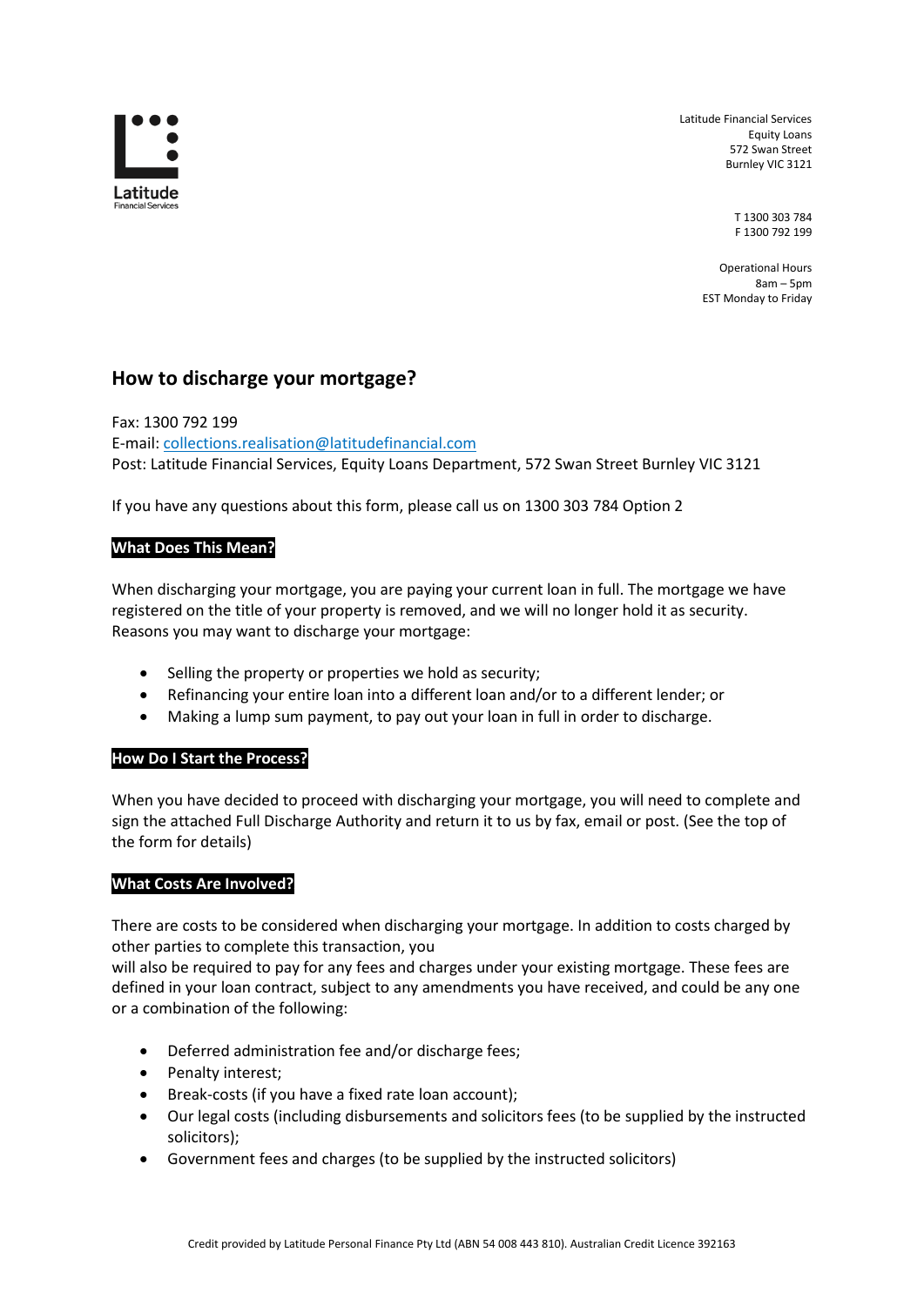Latitude Financial Services
Equity Loans
572 Swan Street
Burnley VIC 3121

T 1300 303 784
F 1300 792 199

Operational Hours
8am – 5pm
EST Monday to Friday

# How to discharge your mortgage?

Fax: 1300 792 199
E-mail: collections.realisation@latitudefinancial.com
Post: Latitude Financial Services, Equity Loans Department, 572 Swan Street Burnley VIC 3121

If you have any questions about this form, please call us on 1300 303 784 Option 2

## What Does This Mean?

When discharging your mortgage, you are paying your current loan in full. The mortgage we have registered on the title of your property is removed, and we will no longer hold it as security. Reasons you may want to discharge your mortgage:

- Selling the property or properties we hold as security;
- Refinancing your entire loan into a different loan and/or to a different lender; or
- Making a lump sum payment, to pay out your loan in full in order to discharge.

## How Do I Start the Process?

When you have decided to proceed with discharging your mortgage, you will need to complete and sign the attached Full Discharge Authority and return it to us by fax, email or post. (See the top of the form for details)

## What Costs Are Involved?

There are costs to be considered when discharging your mortgage. In addition to costs charged by other parties to complete this transaction, you will also be required to pay for any fees and charges under your existing mortgage. These fees are defined in your loan contract, subject to any amendments you have received, and could be any one or a combination of the following:

- Deferred administration fee and/or discharge fees;
- Penalty interest;
- Break-costs (if you have a fixed rate loan account);
- Our legal costs (including disbursements and solicitors fees (to be supplied by the instructed solicitors);
- Government fees and charges (to be supplied by the instructed solicitors)

Credit provided by Latitude Personal Finance Pty Ltd (ABN 54 008 443 810). Australian Credit Licence 392163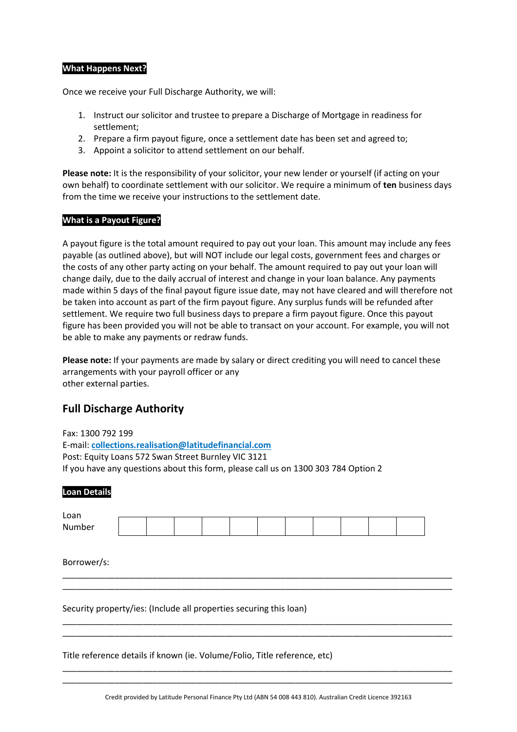**What Happens Next?**

Once we receive your Full Discharge Authority, we will:

1. Instruct our solicitor and trustee to prepare a Discharge of Mortgage in readiness for settlement;
2. Prepare a firm payout figure, once a settlement date has been set and agreed to;
3. Appoint a solicitor to attend settlement on our behalf.

**Please note:** It is the responsibility of your solicitor, your new lender or yourself (if acting on your own behalf) to coordinate settlement with our solicitor. We require a minimum of **ten** business days from the time we receive your instructions to the settlement date.

**What is a Payout Figure?**

A payout figure is the total amount required to pay out your loan. This amount may include any fees payable (as outlined above), but will NOT include our legal costs, government fees and charges or the costs of any other party acting on your behalf. The amount required to pay out your loan will change daily, due to the daily accrual of interest and change in your loan balance. Any payments made within 5 days of the final payout figure issue date, may not have cleared and will therefore not be taken into account as part of the firm payout figure. Any surplus funds will be refunded after settlement. We require two full business days to prepare a firm payout figure. Once this payout figure has been provided you will not be able to transact on your account. For example, you will not be able to make any payments or redraw funds.

**Please note:** If your payments are made by salary or direct crediting you will need to cancel these arrangements with your payroll officer or any
other external parties.

## Full Discharge Authority

Fax: 1300 792 199
E-mail: **collections.realisation@latitudefinancial.com**
Post: Equity Loans 572 Swan Street Burnley VIC 3121
If you have any questions about this form, please call us on 1300 303 784 Option 2

**Loan Details**

| Loan Number | | | | | | | | | | | |
|---|---|---|---|---|---|---|---|---|---|---|---|

Borrower/s:

________________________________________________________________________________
________________________________________________________________________________

Security property/ies: (Include all properties securing this loan)

________________________________________________________________________________
________________________________________________________________________________

Title reference details if known (ie. Volume/Folio, Title reference, etc)

________________________________________________________________________________
________________________________________________________________________________

Credit provided by Latitude Personal Finance Pty Ltd (ABN 54 008 443 810). Australian Credit Licence 392163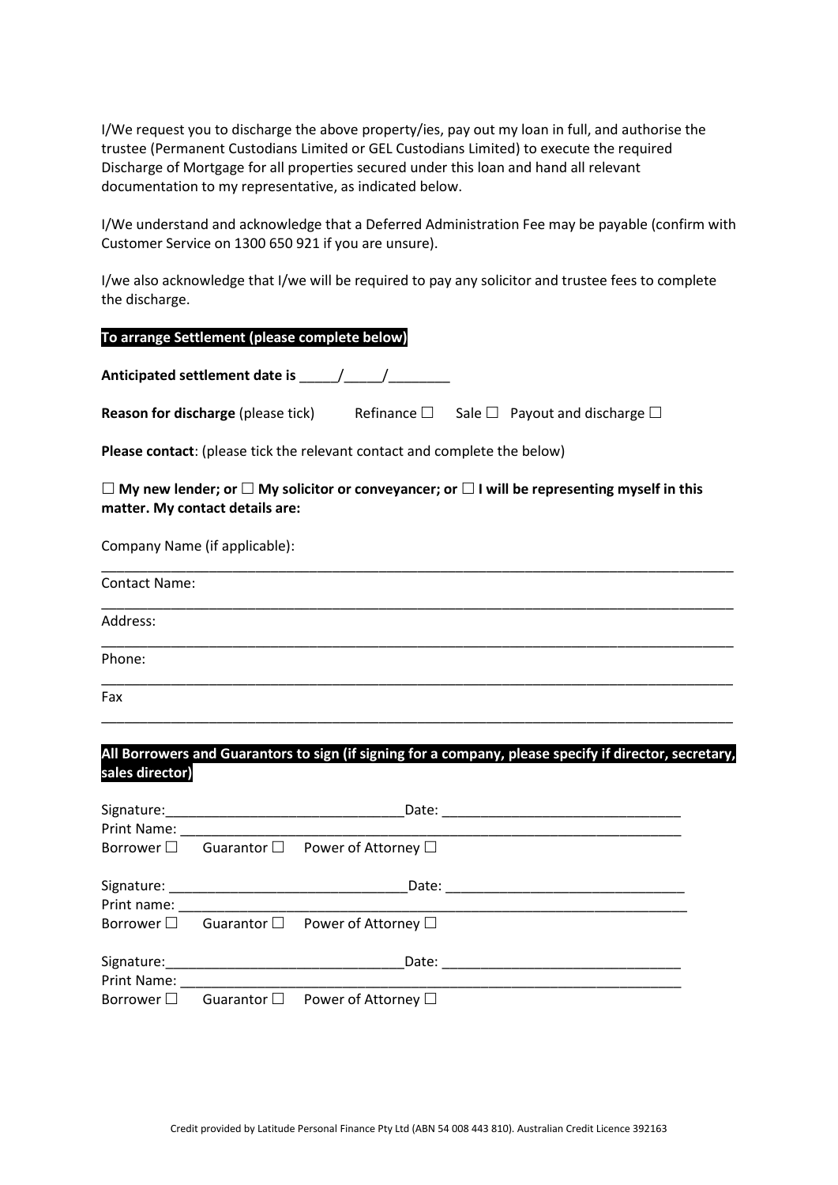I/We request you to discharge the above property/ies, pay out my loan in full, and authorise the trustee (Permanent Custodians Limited or GEL Custodians Limited) to execute the required Discharge of Mortgage for all properties secured under this loan and hand all relevant documentation to my representative, as indicated below.

I/We understand and acknowledge that a Deferred Administration Fee may be payable (confirm with Customer Service on 1300 650 921 if you are unsure).

I/we also acknowledge that I/we will be required to pay any solicitor and trustee fees to complete the discharge.

**To arrange Settlement (please complete below)**

**Anticipated settlement date is** _____/_____/________

**Reason for discharge** (please tick) Refinance ☐ Sale ☐ Payout and discharge ☐

**Please contact**: (please tick the relevant contact and complete the below)

**☐ My new lender; or ☐ My solicitor or conveyancer; or ☐ I will be representing myself in this matter. My contact details are:**

Company Name (if applicable):

_______________________________________________________________________________

Contact Name:

_______________________________________________________________________________

Address:

_______________________________________________________________________________

Phone:

_______________________________________________________________________________

Fax

_______________________________________________________________________________

**All Borrowers and Guarantors to sign (if signing for a company, please specify if director, secretary, sales director)**

Signature:______________________________Date: ______________________________
Print Name: _____________________________________________________________
Borrower ☐ Guarantor ☐ Power of Attorney ☐

Signature: ______________________________Date: ______________________________
Print name: _____________________________________________________________
Borrower ☐ Guarantor ☐ Power of Attorney ☐

Signature:______________________________Date: ______________________________
Print Name: _____________________________________________________________
Borrower ☐ Guarantor ☐ Power of Attorney ☐

Credit provided by Latitude Personal Finance Pty Ltd (ABN 54 008 443 810). Australian Credit Licence 392163